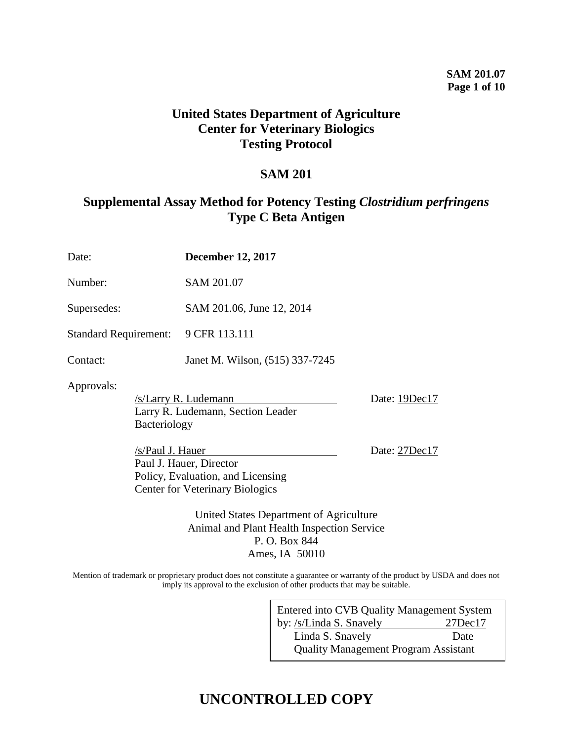# United States Department of Agriculture
# Center for Veterinary Biologics
# Testing Protocol

## SAM 201

## Supplemental Assay Method for Potency Testing *Clostridium perfringens* Type C Beta Antigen

Date: **December 12, 2017**

Number: SAM 201.07

Supersedes: SAM 201.06, June 12, 2014

Standard Requirement: 9 CFR 113.111

Contact: Janet M. Wilson, (515) 337-7245

Approvals:

/s/Larry R. Ludemann Date: 19Dec17
Larry R. Ludemann, Section Leader
Bacteriology

/s/Paul J. Hauer Date: 27Dec17
Paul J. Hauer, Director
Policy, Evaluation, and Licensing
Center for Veterinary Biologics

United States Department of Agriculture
Animal and Plant Health Inspection Service
P. O. Box 844
Ames, IA 50010

Mention of trademark or proprietary product does not constitute a guarantee or warranty of the product by USDA and does not imply its approval to the exclusion of other products that may be suitable.

Entered into CVB Quality Management System
by: /s/Linda S. Snavely 27Dec17
Linda S. Snavely Date
Quality Management Program Assistant

# UNCONTROLLED COPY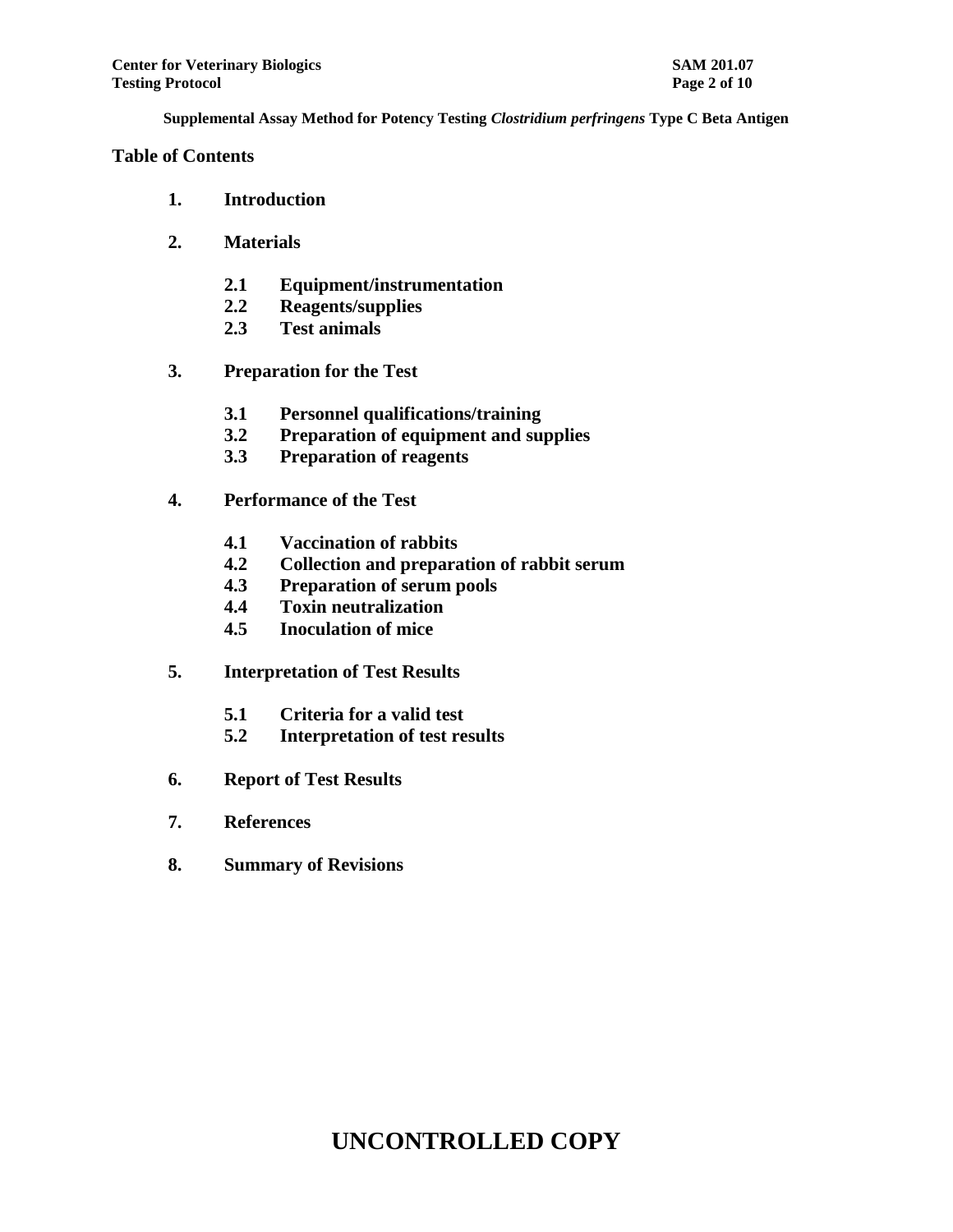**Supplemental Assay Method for Potency Testing *Clostridium perfringens* Type C Beta Antigen**

## Table of Contents

**1. Introduction**

**2. Materials**

- **2.1 Equipment/instrumentation**
- **2.2 Reagents/supplies**
- **2.3 Test animals**

**3. Preparation for the Test**

- **3.1 Personnel qualifications/training**
- **3.2 Preparation of equipment and supplies**
- **3.3 Preparation of reagents**

**4. Performance of the Test**

- **4.1 Vaccination of rabbits**
- **4.2 Collection and preparation of rabbit serum**
- **4.3 Preparation of serum pools**
- **4.4 Toxin neutralization**
- **4.5 Inoculation of mice**

**5. Interpretation of Test Results**

- **5.1 Criteria for a valid test**
- **5.2 Interpretation of test results**

**6. Report of Test Results**

**7. References**

**8. Summary of Revisions**

# UNCONTROLLED COPY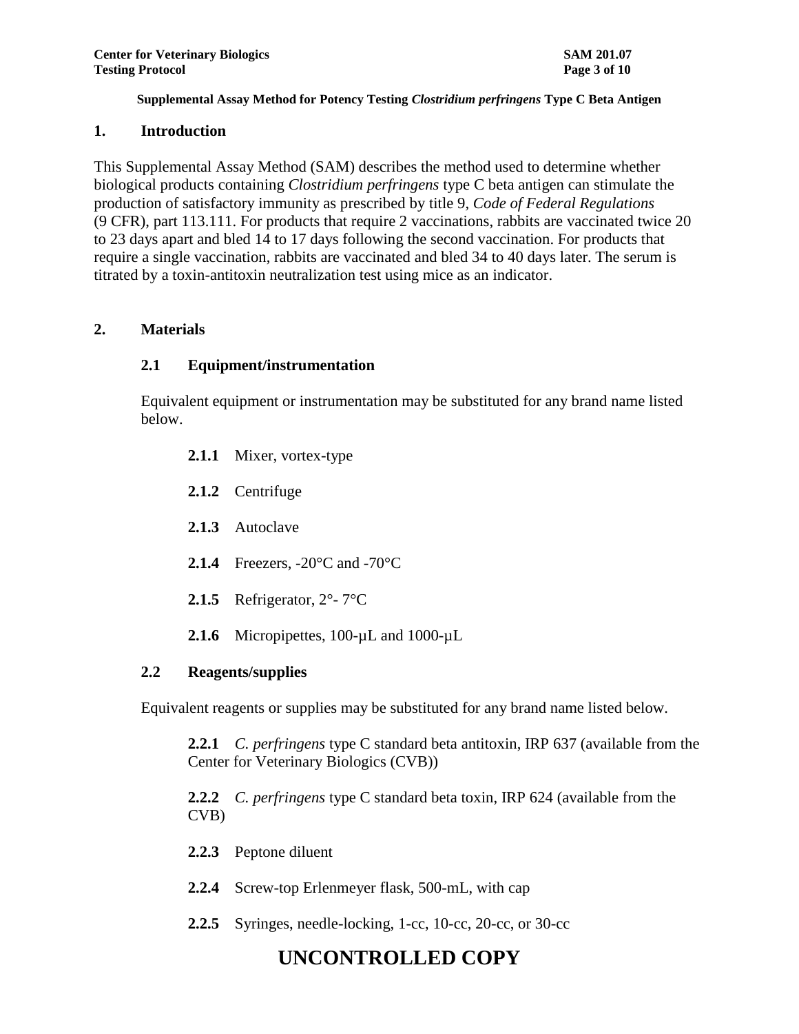**Supplemental Assay Method for Potency Testing *Clostridium perfringens* Type C Beta Antigen**

## 1. Introduction

This Supplemental Assay Method (SAM) describes the method used to determine whether biological products containing *Clostridium perfringens* type C beta antigen can stimulate the production of satisfactory immunity as prescribed by title 9, *Code of Federal Regulations* (9 CFR), part 113.111. For products that require 2 vaccinations, rabbits are vaccinated twice 20 to 23 days apart and bled 14 to 17 days following the second vaccination. For products that require a single vaccination, rabbits are vaccinated and bled 34 to 40 days later. The serum is titrated by a toxin-antitoxin neutralization test using mice as an indicator.

## 2. Materials

### 2.1 Equipment/instrumentation

Equivalent equipment or instrumentation may be substituted for any brand name listed below.

**2.1.1** Mixer, vortex-type

**2.1.2** Centrifuge

**2.1.3** Autoclave

**2.1.4** Freezers, -20°C and -70°C

**2.1.5** Refrigerator, 2°- 7°C

**2.1.6** Micropipettes, 100-µL and 1000-µL

### 2.2 Reagents/supplies

Equivalent reagents or supplies may be substituted for any brand name listed below.

**2.2.1** *C. perfringens* type C standard beta antitoxin, IRP 637 (available from the Center for Veterinary Biologics (CVB))

**2.2.2** *C. perfringens* type C standard beta toxin, IRP 624 (available from the CVB)

**2.2.3** Peptone diluent

**2.2.4** Screw-top Erlenmeyer flask, 500-mL, with cap

**2.2.5** Syringes, needle-locking, 1-cc, 10-cc, 20-cc, or 30-cc

**UNCONTROLLED COPY**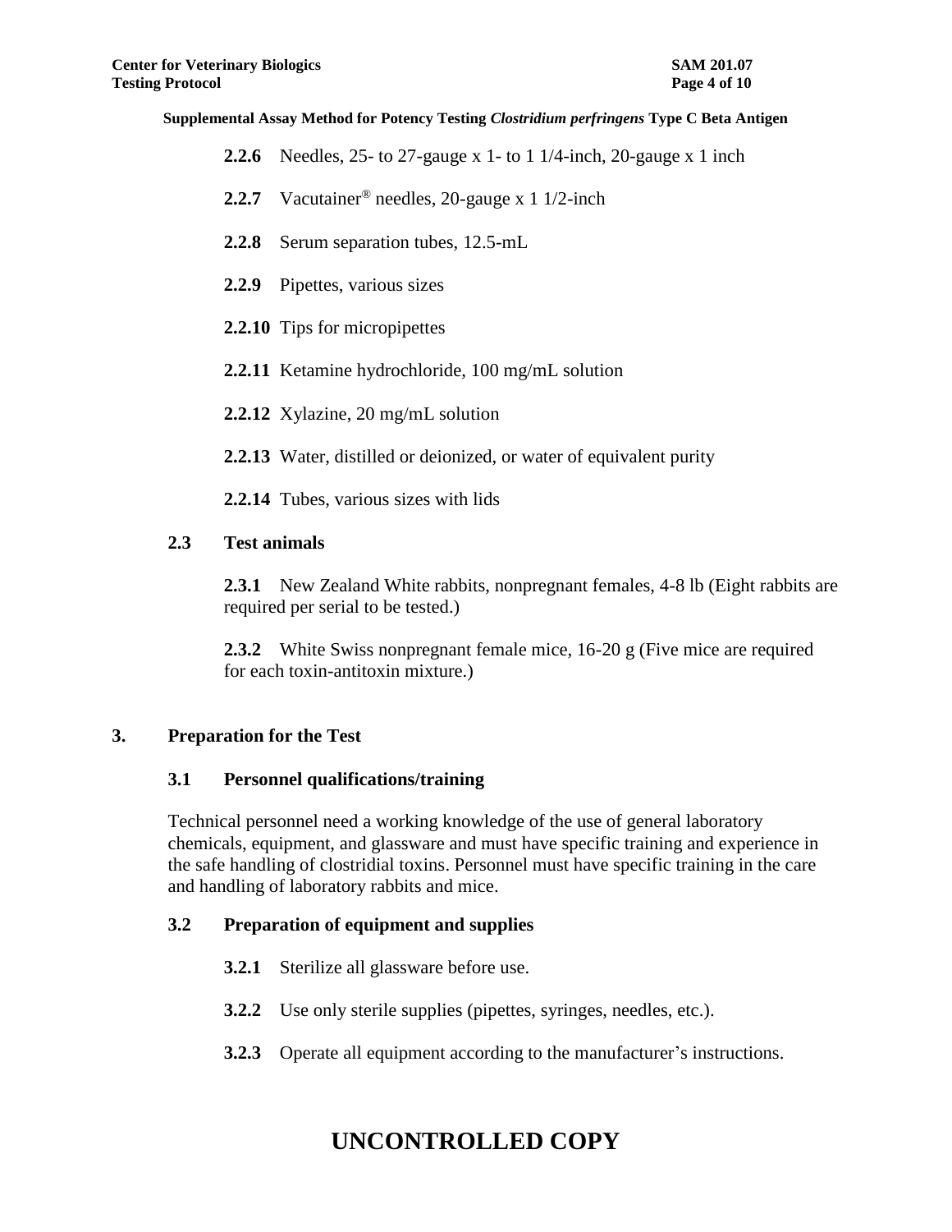**2.2.6** Needles, 25- to 27-gauge x 1- to 1 1/4-inch, 20-gauge x 1 inch

**2.2.7** Vacutainer® needles, 20-gauge x 1 1/2-inch

**2.2.8** Serum separation tubes, 12.5-mL

**2.2.9** Pipettes, various sizes

**2.2.10** Tips for micropipettes

**2.2.11** Ketamine hydrochloride, 100 mg/mL solution

**2.2.12** Xylazine, 20 mg/mL solution

**2.2.13** Water, distilled or deionized, or water of equivalent purity

**2.2.14** Tubes, various sizes with lids

### 2.3 Test animals

**2.3.1** New Zealand White rabbits, nonpregnant females, 4-8 lb (Eight rabbits are required per serial to be tested.)

**2.3.2** White Swiss nonpregnant female mice, 16-20 g (Five mice are required for each toxin-antitoxin mixture.)

## 3. Preparation for the Test

### 3.1 Personnel qualifications/training

Technical personnel need a working knowledge of the use of general laboratory chemicals, equipment, and glassware and must have specific training and experience in the safe handling of clostridial toxins. Personnel must have specific training in the care and handling of laboratory rabbits and mice.

### 3.2 Preparation of equipment and supplies

**3.2.1** Sterilize all glassware before use.

**3.2.2** Use only sterile supplies (pipettes, syringes, needles, etc.).

**3.2.3** Operate all equipment according to the manufacturer's instructions.

**UNCONTROLLED COPY**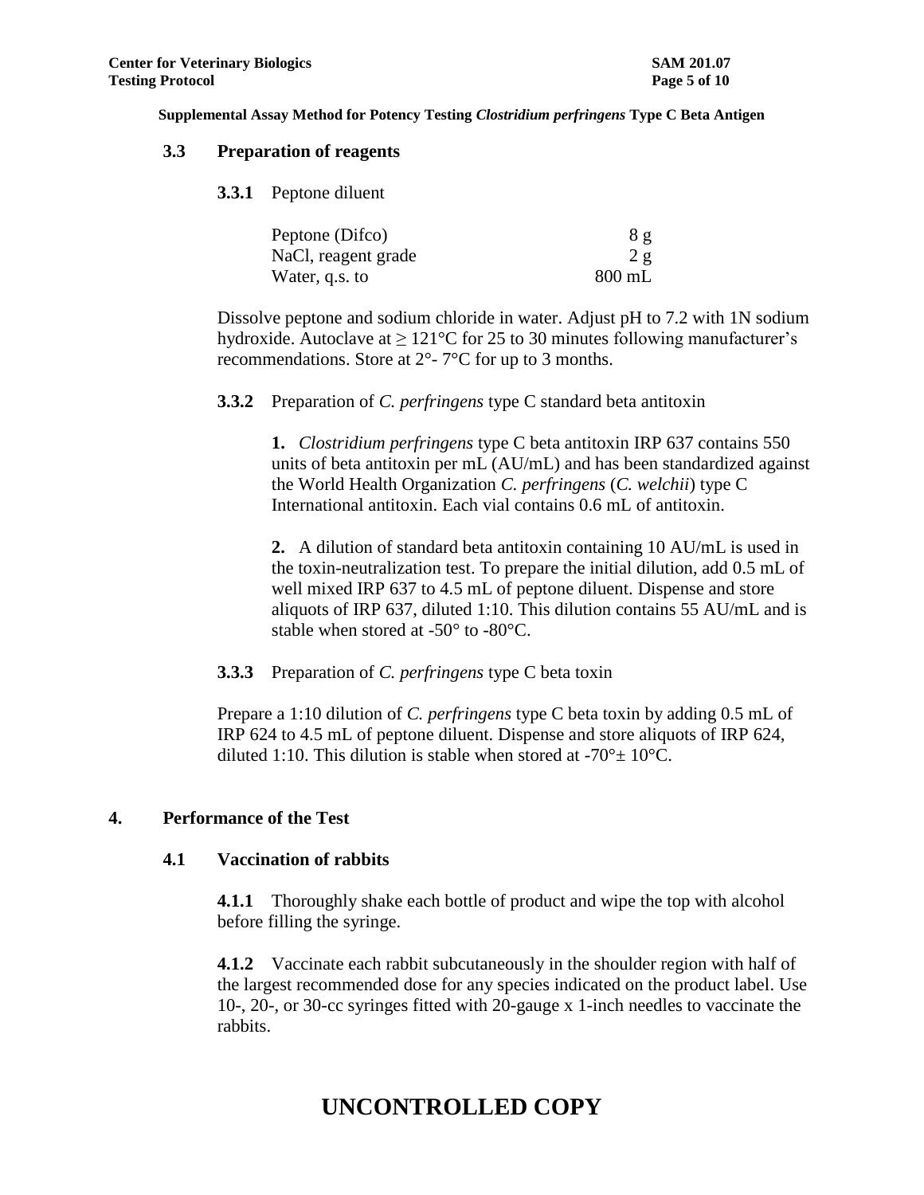### 3.3 Preparation of reagents

**3.3.1** Peptone diluent

| | |
|---|---|
| Peptone (Difco) | 8 g |
| NaCl, reagent grade | 2 g |
| Water, q.s. to | 800 mL |

Dissolve peptone and sodium chloride in water. Adjust pH to 7.2 with 1N sodium hydroxide. Autoclave at ≥ 121°C for 25 to 30 minutes following manufacturer's recommendations. Store at 2°- 7°C for up to 3 months.

**3.3.2** Preparation of *C. perfringens* type C standard beta antitoxin

**1.** *Clostridium perfringens* type C beta antitoxin IRP 637 contains 550 units of beta antitoxin per mL (AU/mL) and has been standardized against the World Health Organization *C. perfringens* (*C. welchii*) type C International antitoxin. Each vial contains 0.6 mL of antitoxin.

**2.** A dilution of standard beta antitoxin containing 10 AU/mL is used in the toxin-neutralization test. To prepare the initial dilution, add 0.5 mL of well mixed IRP 637 to 4.5 mL of peptone diluent. Dispense and store aliquots of IRP 637, diluted 1:10. This dilution contains 55 AU/mL and is stable when stored at -50° to -80°C.

**3.3.3** Preparation of *C. perfringens* type C beta toxin

Prepare a 1:10 dilution of *C. perfringens* type C beta toxin by adding 0.5 mL of IRP 624 to 4.5 mL of peptone diluent. Dispense and store aliquots of IRP 624, diluted 1:10. This dilution is stable when stored at -70°± 10°C.

## 4. Performance of the Test

### 4.1 Vaccination of rabbits

**4.1.1** Thoroughly shake each bottle of product and wipe the top with alcohol before filling the syringe.

**4.1.2** Vaccinate each rabbit subcutaneously in the shoulder region with half of the largest recommended dose for any species indicated on the product label. Use 10-, 20-, or 30-cc syringes fitted with 20-gauge x 1-inch needles to vaccinate the rabbits.

**UNCONTROLLED COPY**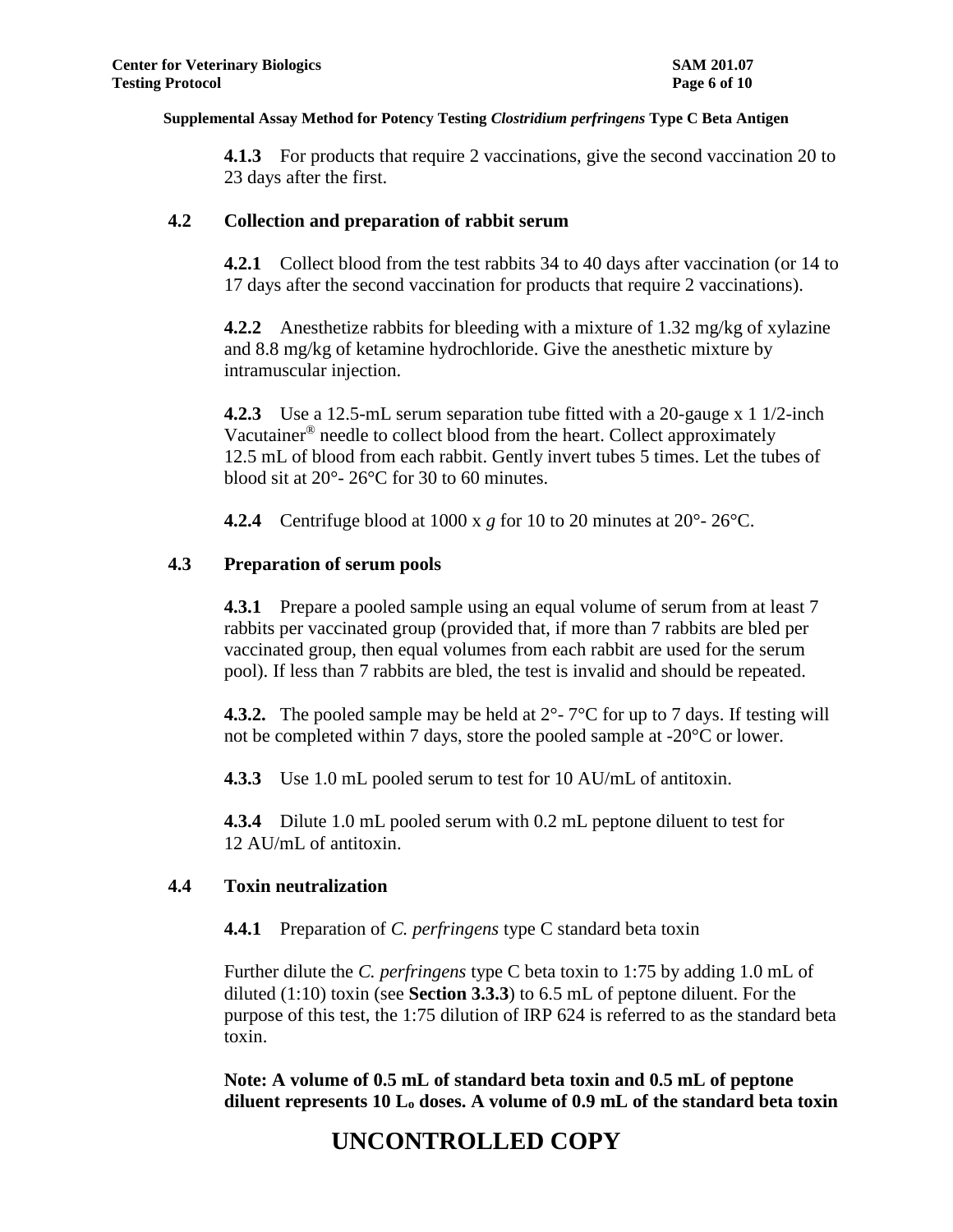**4.1.3** For products that require 2 vaccinations, give the second vaccination 20 to 23 days after the first.

## 4.2 Collection and preparation of rabbit serum

**4.2.1** Collect blood from the test rabbits 34 to 40 days after vaccination (or 14 to 17 days after the second vaccination for products that require 2 vaccinations).

**4.2.2** Anesthetize rabbits for bleeding with a mixture of 1.32 mg/kg of xylazine and 8.8 mg/kg of ketamine hydrochloride. Give the anesthetic mixture by intramuscular injection.

**4.2.3** Use a 12.5-mL serum separation tube fitted with a 20-gauge x 1 1/2-inch Vacutainer® needle to collect blood from the heart. Collect approximately 12.5 mL of blood from each rabbit. Gently invert tubes 5 times. Let the tubes of blood sit at 20°- 26°C for 30 to 60 minutes.

**4.2.4** Centrifuge blood at 1000 x *g* for 10 to 20 minutes at 20°- 26°C.

## 4.3 Preparation of serum pools

**4.3.1** Prepare a pooled sample using an equal volume of serum from at least 7 rabbits per vaccinated group (provided that, if more than 7 rabbits are bled per vaccinated group, then equal volumes from each rabbit are used for the serum pool). If less than 7 rabbits are bled, the test is invalid and should be repeated.

**4.3.2.** The pooled sample may be held at 2°- 7°C for up to 7 days. If testing will not be completed within 7 days, store the pooled sample at -20°C or lower.

**4.3.3** Use 1.0 mL pooled serum to test for 10 AU/mL of antitoxin.

**4.3.4** Dilute 1.0 mL pooled serum with 0.2 mL peptone diluent to test for 12 AU/mL of antitoxin.

## 4.4 Toxin neutralization

**4.4.1** Preparation of *C. perfringens* type C standard beta toxin

Further dilute the *C. perfringens* type C beta toxin to 1:75 by adding 1.0 mL of diluted (1:10) toxin (see **Section 3.3.3**) to 6.5 mL of peptone diluent. For the purpose of this test, the 1:75 dilution of IRP 624 is referred to as the standard beta toxin.

**Note: A volume of 0.5 mL of standard beta toxin and 0.5 mL of peptone diluent represents 10 $L_o$ doses. A volume of 0.9 mL of the standard beta toxin**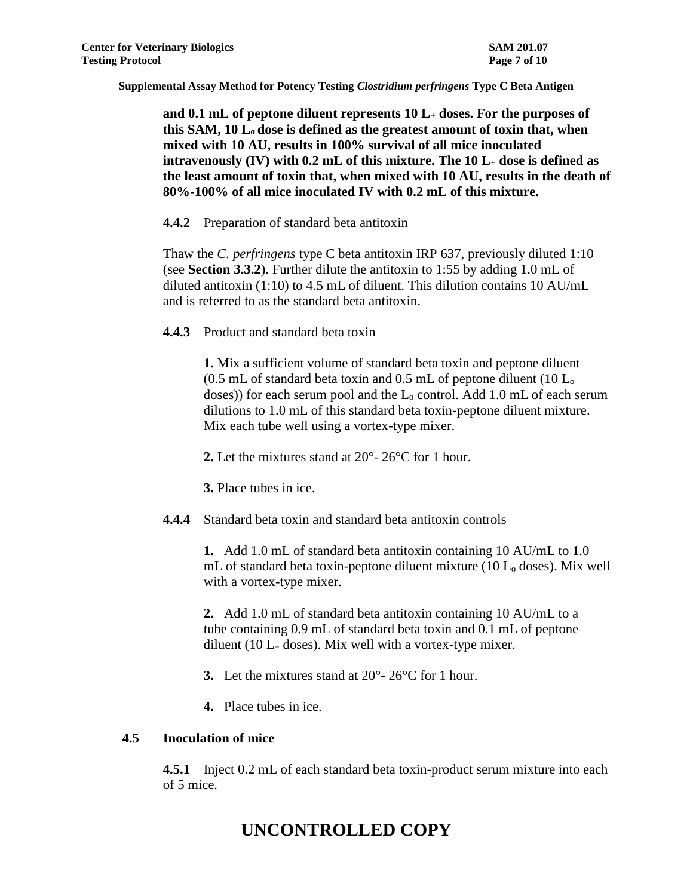**and 0.1 mL of peptone diluent represents 10 $L_+$ doses. For the purposes of this SAM, 10 $L_o$ dose is defined as the greatest amount of toxin that, when mixed with 10 AU, results in 100% survival of all mice inoculated intravenously (IV) with 0.2 mL of this mixture. The 10 $L_+$ dose is defined as the least amount of toxin that, when mixed with 10 AU, results in the death of 80%-100% of all mice inoculated IV with 0.2 mL of this mixture.**

**4.4.2** Preparation of standard beta antitoxin

Thaw the *C. perfringens* type C beta antitoxin IRP 637, previously diluted 1:10 (see **Section 3.3.2**). Further dilute the antitoxin to 1:55 by adding 1.0 mL of diluted antitoxin (1:10) to 4.5 mL of diluent. This dilution contains 10 AU/mL and is referred to as the standard beta antitoxin.

**4.4.3** Product and standard beta toxin

**1.** Mix a sufficient volume of standard beta toxin and peptone diluent (0.5 mL of standard beta toxin and 0.5 mL of peptone diluent (10 $L_o$ doses)) for each serum pool and the $L_o$ control. Add 1.0 mL of each serum dilutions to 1.0 mL of this standard beta toxin-peptone diluent mixture. Mix each tube well using a vortex-type mixer.

**2.** Let the mixtures stand at 20°- 26°C for 1 hour.

**3.** Place tubes in ice.

**4.4.4** Standard beta toxin and standard beta antitoxin controls

**1.** Add 1.0 mL of standard beta antitoxin containing 10 AU/mL to 1.0 mL of standard beta toxin-peptone diluent mixture (10 $L_o$ doses). Mix well with a vortex-type mixer.

**2.** Add 1.0 mL of standard beta antitoxin containing 10 AU/mL to a tube containing 0.9 mL of standard beta toxin and 0.1 mL of peptone diluent (10 $L_+$ doses). Mix well with a vortex-type mixer.

**3.** Let the mixtures stand at 20°- 26°C for 1 hour.

**4.** Place tubes in ice.

### 4.5 Inoculation of mice

**4.5.1** Inject 0.2 mL of each standard beta toxin-product serum mixture into each of 5 mice.

## UNCONTROLLED COPY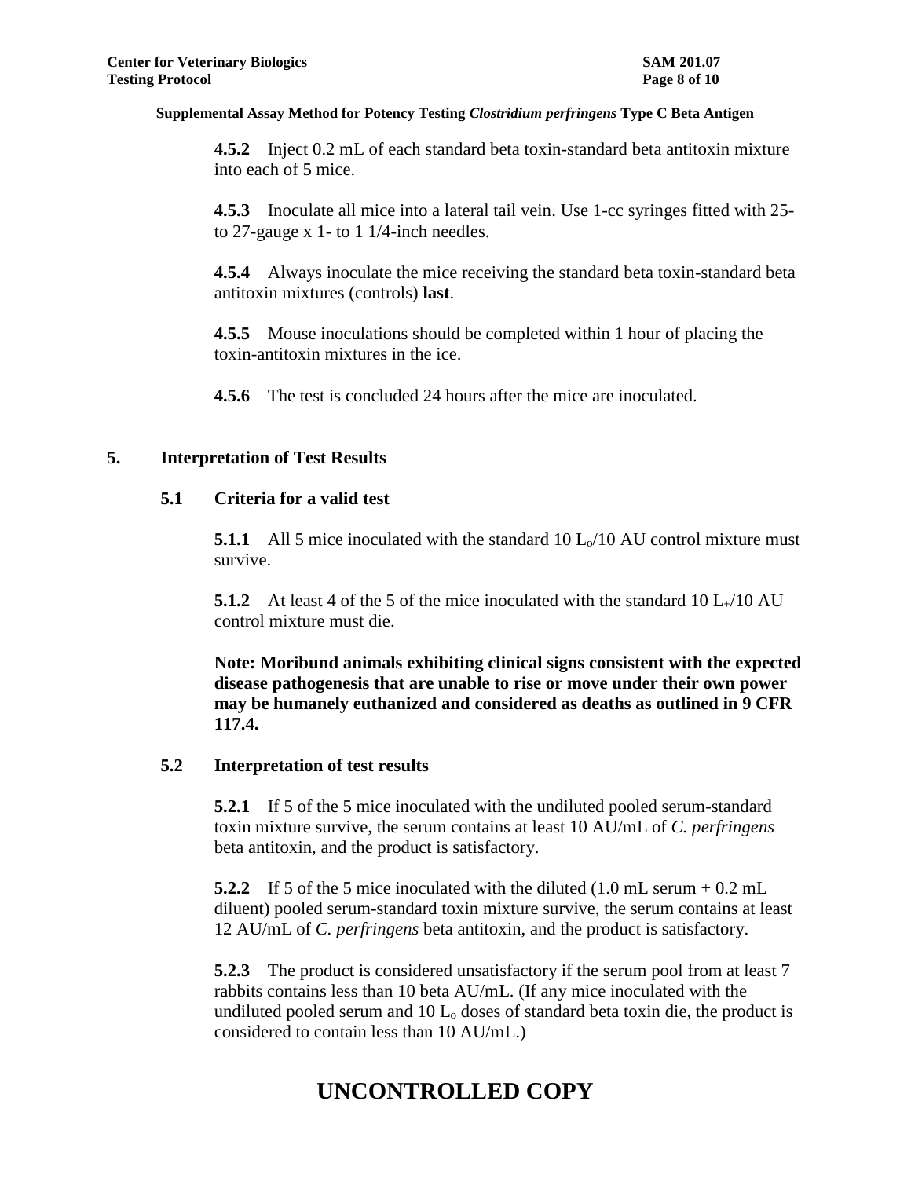**Supplemental Assay Method for Potency Testing *Clostridium perfringens* Type C Beta Antigen**

**4.5.2** Inject 0.2 mL of each standard beta toxin-standard beta antitoxin mixture into each of 5 mice.

**4.5.3** Inoculate all mice into a lateral tail vein. Use 1-cc syringes fitted with 25- to 27-gauge x 1- to 1 1/4-inch needles.

**4.5.4** Always inoculate the mice receiving the standard beta toxin-standard beta antitoxin mixtures (controls) **last**.

**4.5.5** Mouse inoculations should be completed within 1 hour of placing the toxin-antitoxin mixtures in the ice.

**4.5.6** The test is concluded 24 hours after the mice are inoculated.

## 5. Interpretation of Test Results

### 5.1 Criteria for a valid test

**5.1.1** All 5 mice inoculated with the standard 10 $L_o$/10 AU control mixture must survive.

**5.1.2** At least 4 of the 5 of the mice inoculated with the standard 10 $L_+$/10 AU control mixture must die.

**Note: Moribund animals exhibiting clinical signs consistent with the expected disease pathogenesis that are unable to rise or move under their own power may be humanely euthanized and considered as deaths as outlined in 9 CFR 117.4.**

### 5.2 Interpretation of test results

**5.2.1** If 5 of the 5 mice inoculated with the undiluted pooled serum-standard toxin mixture survive, the serum contains at least 10 AU/mL of *C. perfringens* beta antitoxin, and the product is satisfactory.

**5.2.2** If 5 of the 5 mice inoculated with the diluted (1.0 mL serum + 0.2 mL diluent) pooled serum-standard toxin mixture survive, the serum contains at least 12 AU/mL of *C. perfringens* beta antitoxin, and the product is satisfactory.

**5.2.3** The product is considered unsatisfactory if the serum pool from at least 7 rabbits contains less than 10 beta AU/mL. (If any mice inoculated with the undiluted pooled serum and 10 $L_o$ doses of standard beta toxin die, the product is considered to contain less than 10 AU/mL.)

# UNCONTROLLED COPY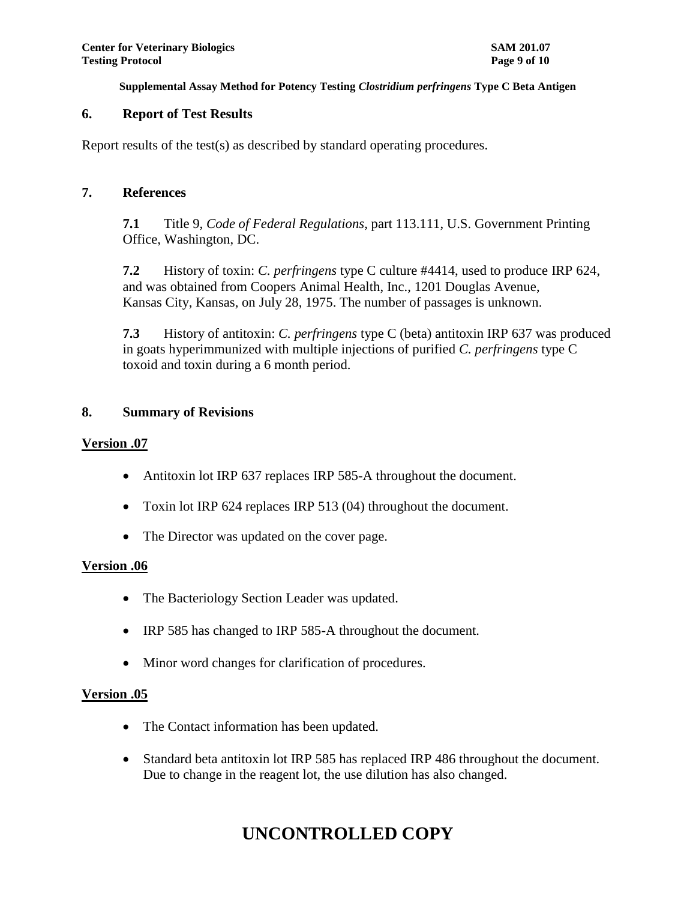## 6. Report of Test Results

Report results of the test(s) as described by standard operating procedures.

## 7. References

**7.1** Title 9, *Code of Federal Regulations*, part 113.111, U.S. Government Printing Office, Washington, DC.

**7.2** History of toxin: *C. perfringens* type C culture #4414, used to produce IRP 624, and was obtained from Coopers Animal Health, Inc., 1201 Douglas Avenue, Kansas City, Kansas, on July 28, 1975. The number of passages is unknown.

**7.3** History of antitoxin: *C. perfringens* type C (beta) antitoxin IRP 637 was produced in goats hyperimmunized with multiple injections of purified *C. perfringens* type C toxoid and toxin during a 6 month period.

## 8. Summary of Revisions

**Version .07**

- Antitoxin lot IRP 637 replaces IRP 585-A throughout the document.
- Toxin lot IRP 624 replaces IRP 513 (04) throughout the document.
- The Director was updated on the cover page.

**Version .06**

- The Bacteriology Section Leader was updated.
- IRP 585 has changed to IRP 585-A throughout the document.
- Minor word changes for clarification of procedures.

**Version .05**

- The Contact information has been updated.
- Standard beta antitoxin lot IRP 585 has replaced IRP 486 throughout the document. Due to change in the reagent lot, the use dilution has also changed.

**UNCONTROLLED COPY**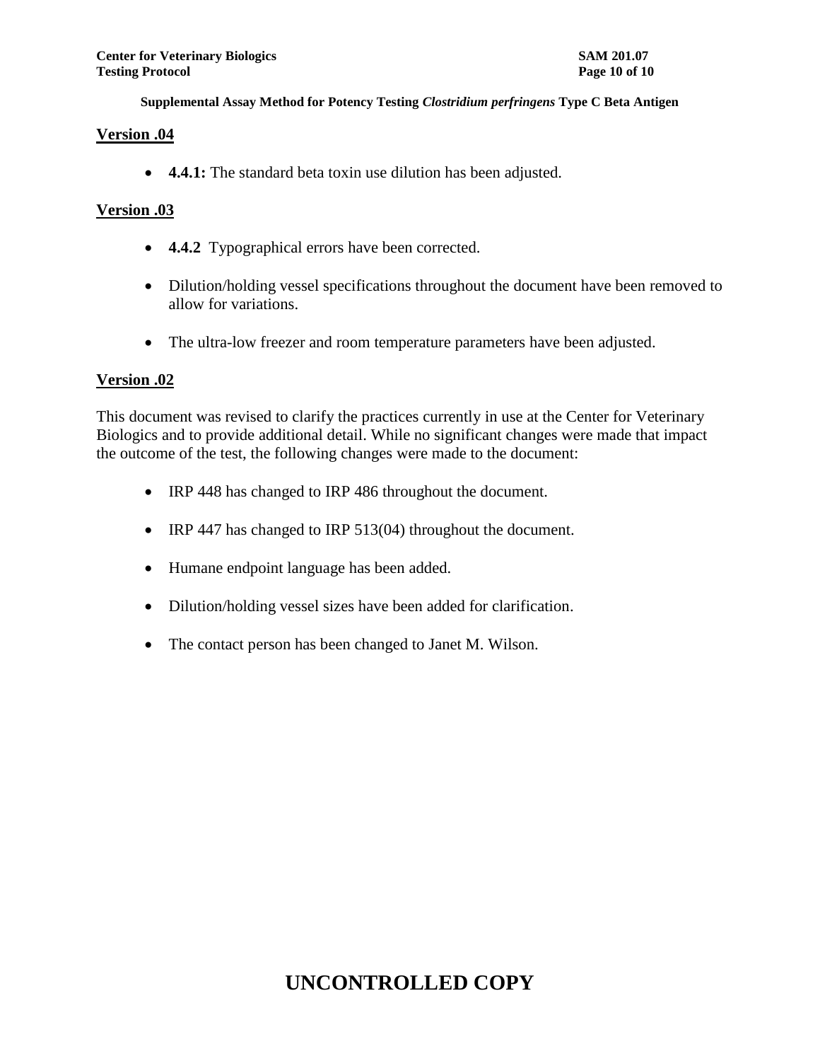**Version .04**

- **4.4.1:** The standard beta toxin use dilution has been adjusted.

**Version .03**

- **4.4.2** Typographical errors have been corrected.

- Dilution/holding vessel specifications throughout the document have been removed to allow for variations.

- The ultra-low freezer and room temperature parameters have been adjusted.

**Version .02**

This document was revised to clarify the practices currently in use at the Center for Veterinary Biologics and to provide additional detail. While no significant changes were made that impact the outcome of the test, the following changes were made to the document:

- IRP 448 has changed to IRP 486 throughout the document.

- IRP 447 has changed to IRP 513(04) throughout the document.

- Humane endpoint language has been added.

- Dilution/holding vessel sizes have been added for clarification.

- The contact person has been changed to Janet M. Wilson.

**UNCONTROLLED COPY**